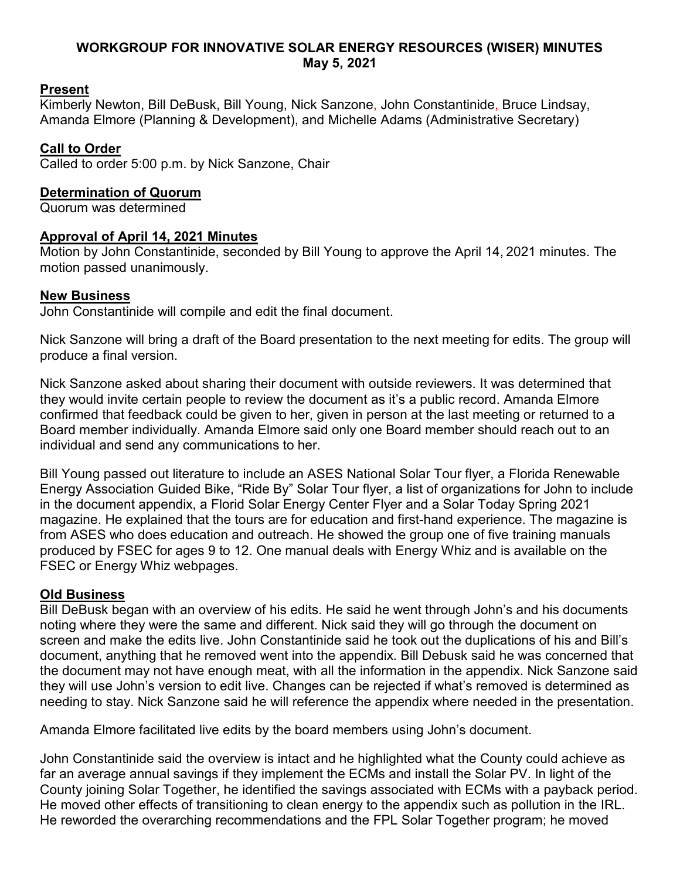# WORKGROUP FOR INNOVATIVE SOLAR ENERGY RESOURCES (WISER) MINUTES
## May 5, 2021

**Present**

Kimberly Newton, Bill DeBusk, Bill Young, Nick Sanzone, John Constantinide, Bruce Lindsay, Amanda Elmore (Planning & Development), and Michelle Adams (Administrative Secretary)

**Call to Order**

Called to order 5:00 p.m. by Nick Sanzone, Chair

**Determination of Quorum**

Quorum was determined

**Approval of April 14, 2021 Minutes**

Motion by John Constantinide, seconded by Bill Young to approve the April 14, 2021 minutes. The motion passed unanimously.

**New Business**

John Constantinide will compile and edit the final document.

Nick Sanzone will bring a draft of the Board presentation to the next meeting for edits. The group will produce a final version.

Nick Sanzone asked about sharing their document with outside reviewers. It was determined that they would invite certain people to review the document as it's a public record. Amanda Elmore confirmed that feedback could be given to her, given in person at the last meeting or returned to a Board member individually. Amanda Elmore said only one Board member should reach out to an individual and send any communications to her.

Bill Young passed out literature to include an ASES National Solar Tour flyer, a Florida Renewable Energy Association Guided Bike, "Ride By" Solar Tour flyer, a list of organizations for John to include in the document appendix, a Florid Solar Energy Center Flyer and a Solar Today Spring 2021 magazine. He explained that the tours are for education and first-hand experience. The magazine is from ASES who does education and outreach. He showed the group one of five training manuals produced by FSEC for ages 9 to 12. One manual deals with Energy Whiz and is available on the FSEC or Energy Whiz webpages.

**Old Business**

Bill DeBusk began with an overview of his edits. He said he went through John's and his documents noting where they were the same and different. Nick said they will go through the document on screen and make the edits live. John Constantinide said he took out the duplications of his and Bill's document, anything that he removed went into the appendix. Bill Debusk said he was concerned that the document may not have enough meat, with all the information in the appendix. Nick Sanzone said they will use John's version to edit live. Changes can be rejected if what's removed is determined as needing to stay. Nick Sanzone said he will reference the appendix where needed in the presentation.

Amanda Elmore facilitated live edits by the board members using John's document.

John Constantinide said the overview is intact and he highlighted what the County could achieve as far an average annual savings if they implement the ECMs and install the Solar PV. In light of the County joining Solar Together, he identified the savings associated with ECMs with a payback period. He moved other effects of transitioning to clean energy to the appendix such as pollution in the IRL. He reworded the overarching recommendations and the FPL Solar Together program; he moved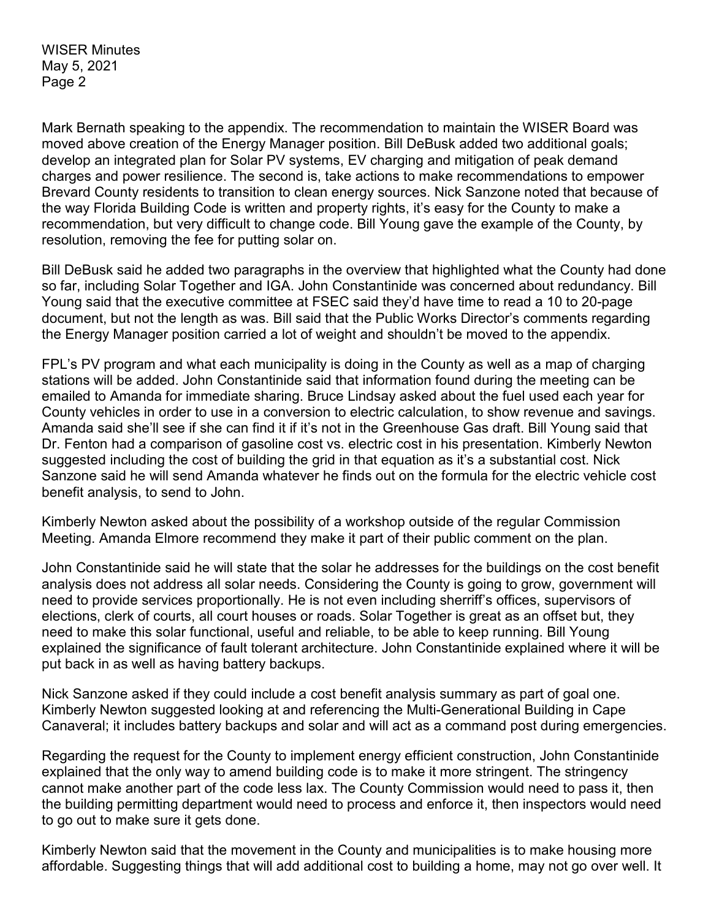Mark Bernath speaking to the appendix. The recommendation to maintain the WISER Board was moved above creation of the Energy Manager position. Bill DeBusk added two additional goals; develop an integrated plan for Solar PV systems, EV charging and mitigation of peak demand charges and power resilience. The second is, take actions to make recommendations to empower Brevard County residents to transition to clean energy sources. Nick Sanzone noted that because of the way Florida Building Code is written and property rights, it's easy for the County to make a recommendation, but very difficult to change code. Bill Young gave the example of the County, by resolution, removing the fee for putting solar on.

Bill DeBusk said he added two paragraphs in the overview that highlighted what the County had done so far, including Solar Together and IGA. John Constantinide was concerned about redundancy. Bill Young said that the executive committee at FSEC said they'd have time to read a 10 to 20-page document, but not the length as was. Bill said that the Public Works Director's comments regarding the Energy Manager position carried a lot of weight and shouldn't be moved to the appendix.

FPL's PV program and what each municipality is doing in the County as well as a map of charging stations will be added. John Constantinide said that information found during the meeting can be emailed to Amanda for immediate sharing. Bruce Lindsay asked about the fuel used each year for County vehicles in order to use in a conversion to electric calculation, to show revenue and savings. Amanda said she'll see if she can find it if it's not in the Greenhouse Gas draft. Bill Young said that Dr. Fenton had a comparison of gasoline cost vs. electric cost in his presentation. Kimberly Newton suggested including the cost of building the grid in that equation as it's a substantial cost. Nick Sanzone said he will send Amanda whatever he finds out on the formula for the electric vehicle cost benefit analysis, to send to John.

Kimberly Newton asked about the possibility of a workshop outside of the regular Commission Meeting. Amanda Elmore recommend they make it part of their public comment on the plan.

John Constantinide said he will state that the solar he addresses for the buildings on the cost benefit analysis does not address all solar needs. Considering the County is going to grow, government will need to provide services proportionally. He is not even including sherriff's offices, supervisors of elections, clerk of courts, all court houses or roads. Solar Together is great as an offset but, they need to make this solar functional, useful and reliable, to be able to keep running. Bill Young explained the significance of fault tolerant architecture. John Constantinide explained where it will be put back in as well as having battery backups.

Nick Sanzone asked if they could include a cost benefit analysis summary as part of goal one. Kimberly Newton suggested looking at and referencing the Multi-Generational Building in Cape Canaveral; it includes battery backups and solar and will act as a command post during emergencies.

Regarding the request for the County to implement energy efficient construction, John Constantinide explained that the only way to amend building code is to make it more stringent. The stringency cannot make another part of the code less lax. The County Commission would need to pass it, then the building permitting department would need to process and enforce it, then inspectors would need to go out to make sure it gets done.

Kimberly Newton said that the movement in the County and municipalities is to make housing more affordable. Suggesting things that will add additional cost to building a home, may not go over well. It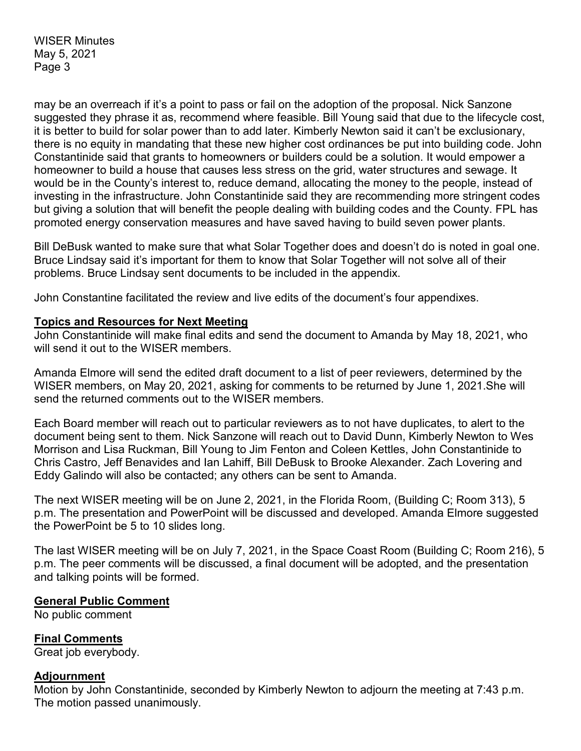may be an overreach if it's a point to pass or fail on the adoption of the proposal. Nick Sanzone suggested they phrase it as, recommend where feasible. Bill Young said that due to the lifecycle cost, it is better to build for solar power than to add later. Kimberly Newton said it can't be exclusionary, there is no equity in mandating that these new higher cost ordinances be put into building code. John Constantinide said that grants to homeowners or builders could be a solution. It would empower a homeowner to build a house that causes less stress on the grid, water structures and sewage. It would be in the County's interest to, reduce demand, allocating the money to the people, instead of investing in the infrastructure. John Constantinide said they are recommending more stringent codes but giving a solution that will benefit the people dealing with building codes and the County. FPL has promoted energy conservation measures and have saved having to build seven power plants.

Bill DeBusk wanted to make sure that what Solar Together does and doesn't do is noted in goal one. Bruce Lindsay said it's important for them to know that Solar Together will not solve all of their problems. Bruce Lindsay sent documents to be included in the appendix.

John Constantine facilitated the review and live edits of the document's four appendixes.

## Topics and Resources for Next Meeting

John Constantinide will make final edits and send the document to Amanda by May 18, 2021, who will send it out to the WISER members.

Amanda Elmore will send the edited draft document to a list of peer reviewers, determined by the WISER members, on May 20, 2021, asking for comments to be returned by June 1, 2021.She will send the returned comments out to the WISER members.

Each Board member will reach out to particular reviewers as to not have duplicates, to alert to the document being sent to them. Nick Sanzone will reach out to David Dunn, Kimberly Newton to Wes Morrison and Lisa Ruckman, Bill Young to Jim Fenton and Coleen Kettles, John Constantinide to Chris Castro, Jeff Benavides and Ian Lahiff, Bill DeBusk to Brooke Alexander. Zach Lovering and Eddy Galindo will also be contacted; any others can be sent to Amanda.

The next WISER meeting will be on June 2, 2021, in the Florida Room, (Building C; Room 313), 5 p.m. The presentation and PowerPoint will be discussed and developed. Amanda Elmore suggested the PowerPoint be 5 to 10 slides long.

The last WISER meeting will be on July 7, 2021, in the Space Coast Room (Building C; Room 216), 5 p.m. The peer comments will be discussed, a final document will be adopted, and the presentation and talking points will be formed.

## General Public Comment

No public comment

## Final Comments

Great job everybody.

## Adjournment

Motion by John Constantinide, seconded by Kimberly Newton to adjourn the meeting at 7:43 p.m. The motion passed unanimously.